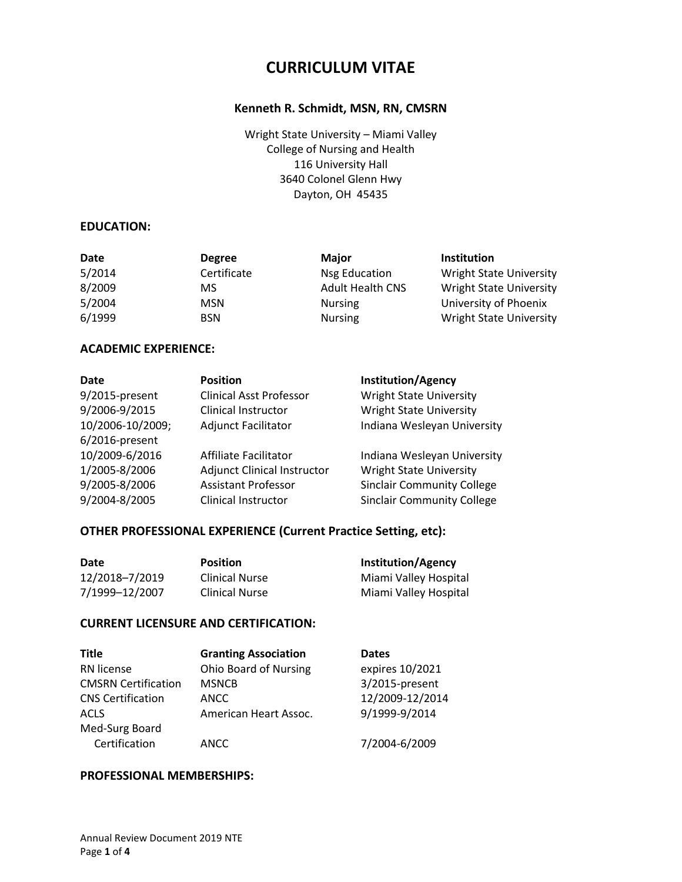# CURRICULUM VITAE

**Kenneth R. Schmidt, MSN, RN, CMSRN**

Wright State University – Miami Valley
College of Nursing and Health
116 University Hall
3640 Colonel Glenn Hwy
Dayton, OH 45435

## EDUCATION:

| Date | Degree | Major | Institution |
|---|---|---|---|
| 5/2014 | Certificate | Nsg Education | Wright State University |
| 8/2009 | MS | Adult Health CNS | Wright State University |
| 5/2004 | MSN | Nursing | University of Phoenix |
| 6/1999 | BSN | Nursing | Wright State University |

## ACADEMIC EXPERIENCE:

| Date | Position | Institution/Agency |
|---|---|---|
| 9/2015-present | Clinical Asst Professor | Wright State University |
| 9/2006-9/2015 | Clinical Instructor | Wright State University |
| 10/2006-10/2009; 6/2016-present | Adjunct Facilitator | Indiana Wesleyan University |
| 10/2009-6/2016 | Affiliate Facilitator | Indiana Wesleyan University |
| 1/2005-8/2006 | Adjunct Clinical Instructor | Wright State University |
| 9/2005-8/2006 | Assistant Professor | Sinclair Community College |
| 9/2004-8/2005 | Clinical Instructor | Sinclair Community College |

## OTHER PROFESSIONAL EXPERIENCE (Current Practice Setting, etc):

| Date | Position | Institution/Agency |
|---|---|---|
| 12/2018–7/2019 | Clinical Nurse | Miami Valley Hospital |
| 7/1999–12/2007 | Clinical Nurse | Miami Valley Hospital |

## CURRENT LICENSURE AND CERTIFICATION:

| Title | Granting Association | Dates |
|---|---|---|
| RN license | Ohio Board of Nursing | expires 10/2021 |
| CMSRN Certification | MSNCB | 3/2015-present |
| CNS Certification | ANCC | 12/2009-12/2014 |
| ACLS | American Heart Assoc. | 9/1999-9/2014 |
| Med-Surg Board Certification | ANCC | 7/2004-6/2009 |

## PROFESSIONAL MEMBERSHIPS: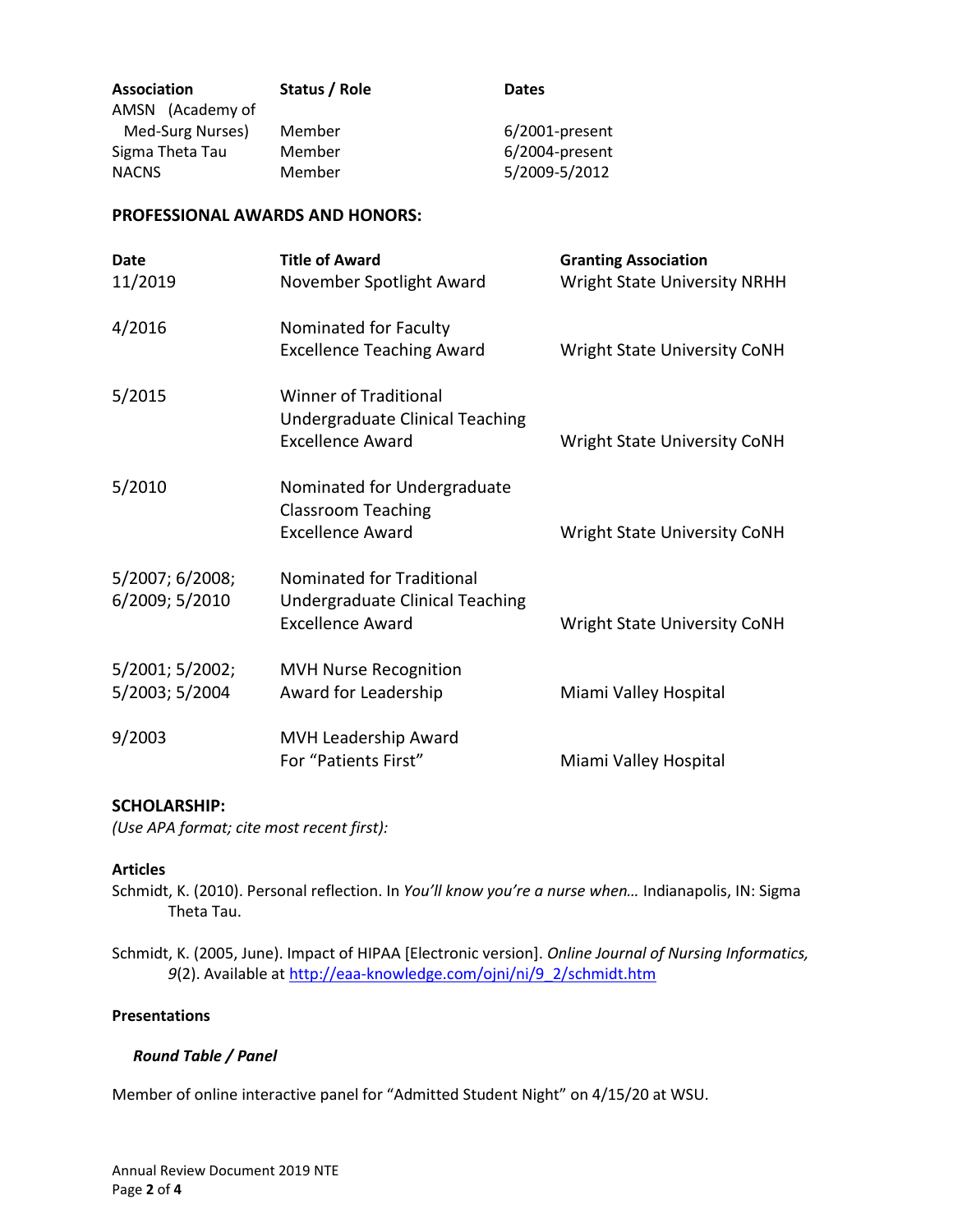| Association | Status / Role | Dates |
|---|---|---|
| AMSN (Academy of Med-Surg Nurses) | Member | 6/2001-present |
| Sigma Theta Tau | Member | 6/2004-present |
| NACNS | Member | 5/2009-5/2012 |

**PROFESSIONAL AWARDS AND HONORS:**

| Date | Title of Award | Granting Association |
|---|---|---|
| 11/2019 | November Spotlight Award | Wright State University NRHH |
| 4/2016 | Nominated for Faculty Excellence Teaching Award | Wright State University CoNH |
| 5/2015 | Winner of Traditional Undergraduate Clinical Teaching Excellence Award | Wright State University CoNH |
| 5/2010 | Nominated for Undergraduate Classroom Teaching Excellence Award | Wright State University CoNH |
| 5/2007; 6/2008; 6/2009; 5/2010 | Nominated for Traditional Undergraduate Clinical Teaching Excellence Award | Wright State University CoNH |
| 5/2001; 5/2002; 5/2003; 5/2004 | MVH Nurse Recognition Award for Leadership | Miami Valley Hospital |
| 9/2003 | MVH Leadership Award For "Patients First" | Miami Valley Hospital |

**SCHOLARSHIP:**

*(Use APA format; cite most recent first):*

**Articles**

Schmidt, K. (2010). Personal reflection. In *You'll know you're a nurse when…* Indianapolis, IN: Sigma Theta Tau.

Schmidt, K. (2005, June). Impact of HIPAA [Electronic version]. *Online Journal of Nursing Informatics, 9*(2). Available at http://eaa-knowledge.com/ojni/ni/9_2/schmidt.htm

**Presentations**

***Round Table / Panel***

Member of online interactive panel for "Admitted Student Night" on 4/15/20 at WSU.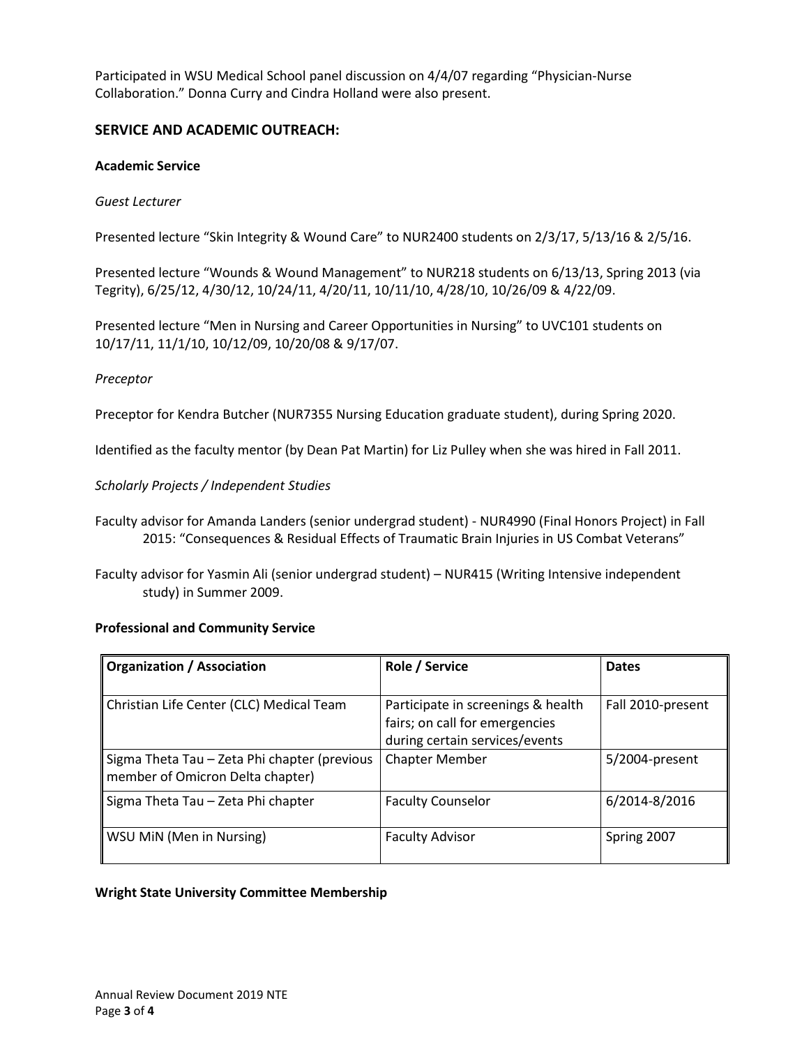Participated in WSU Medical School panel discussion on 4/4/07 regarding "Physician-Nurse Collaboration." Donna Curry and Cindra Holland were also present.

## SERVICE AND ACADEMIC OUTREACH:

### Academic Service

*Guest Lecturer*

Presented lecture "Skin Integrity & Wound Care" to NUR2400 students on 2/3/17, 5/13/16 & 2/5/16.

Presented lecture "Wounds & Wound Management" to NUR218 students on 6/13/13, Spring 2013 (via Tegrity), 6/25/12, 4/30/12, 10/24/11, 4/20/11, 10/11/10, 4/28/10, 10/26/09 & 4/22/09.

Presented lecture "Men in Nursing and Career Opportunities in Nursing" to UVC101 students on 10/17/11, 11/1/10, 10/12/09, 10/20/08 & 9/17/07.

*Preceptor*

Preceptor for Kendra Butcher (NUR7355 Nursing Education graduate student), during Spring 2020.

Identified as the faculty mentor (by Dean Pat Martin) for Liz Pulley when she was hired in Fall 2011.

*Scholarly Projects / Independent Studies*

Faculty advisor for Amanda Landers (senior undergrad student) - NUR4990 (Final Honors Project) in Fall 2015: "Consequences & Residual Effects of Traumatic Brain Injuries in US Combat Veterans"

Faculty advisor for Yasmin Ali (senior undergrad student) – NUR415 (Writing Intensive independent study) in Summer 2009.

### Professional and Community Service

| Organization / Association | Role / Service | Dates |
| --- | --- | --- |
| Christian Life Center (CLC) Medical Team | Participate in screenings & health fairs; on call for emergencies during certain services/events | Fall 2010-present |
| Sigma Theta Tau – Zeta Phi chapter (previous member of Omicron Delta chapter) | Chapter Member | 5/2004-present |
| Sigma Theta Tau – Zeta Phi chapter | Faculty Counselor | 6/2014-8/2016 |
| WSU MiN (Men in Nursing) | Faculty Advisor | Spring 2007 |

### Wright State University Committee Membership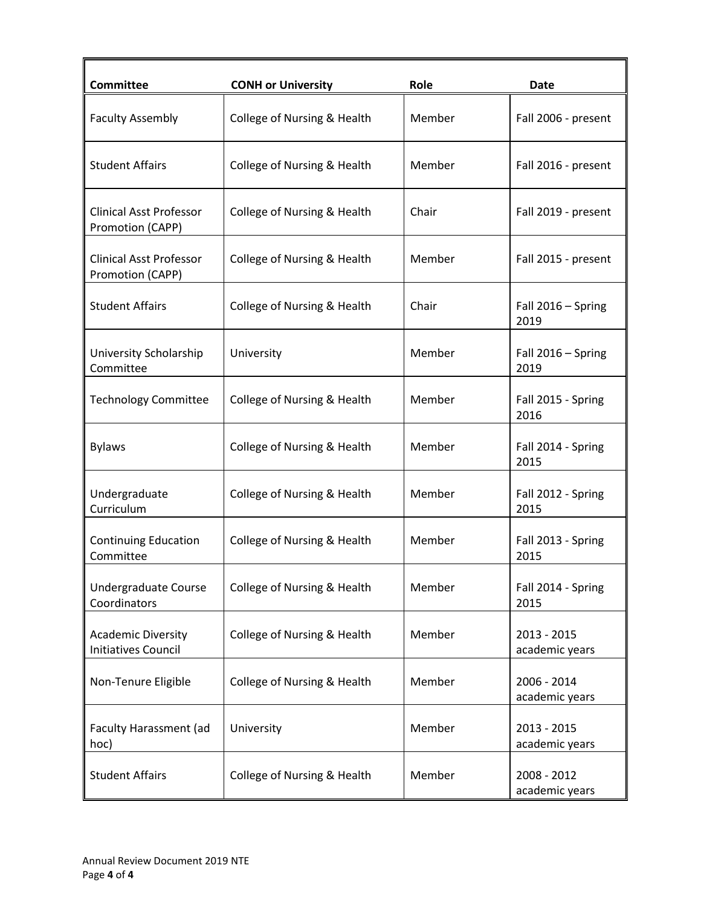| Committee | CONH or University | Role | Date |
|---|---|---|---|
| Faculty Assembly | College of Nursing & Health | Member | Fall 2006 - present |
| Student Affairs | College of Nursing & Health | Member | Fall 2016 - present |
| Clinical Asst Professor Promotion (CAPP) | College of Nursing & Health | Chair | Fall 2019 - present |
| Clinical Asst Professor Promotion (CAPP) | College of Nursing & Health | Member | Fall 2015 - present |
| Student Affairs | College of Nursing & Health | Chair | Fall 2016 – Spring 2019 |
| University Scholarship Committee | University | Member | Fall 2016 – Spring 2019 |
| Technology Committee | College of Nursing & Health | Member | Fall 2015 - Spring 2016 |
| Bylaws | College of Nursing & Health | Member | Fall 2014 - Spring 2015 |
| Undergraduate Curriculum | College of Nursing & Health | Member | Fall 2012 - Spring 2015 |
| Continuing Education Committee | College of Nursing & Health | Member | Fall 2013 - Spring 2015 |
| Undergraduate Course Coordinators | College of Nursing & Health | Member | Fall 2014 - Spring 2015 |
| Academic Diversity Initiatives Council | College of Nursing & Health | Member | 2013 - 2015 academic years |
| Non-Tenure Eligible | College of Nursing & Health | Member | 2006 - 2014 academic years |
| Faculty Harassment (ad hoc) | University | Member | 2013 - 2015 academic years |
| Student Affairs | College of Nursing & Health | Member | 2008 - 2012 academic years |

Annual Review Document 2019 NTE